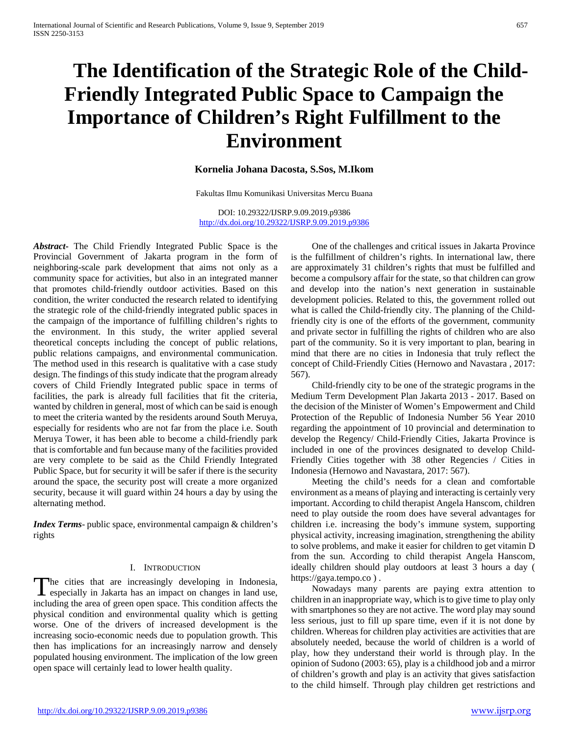# The Identification of the Strategic Role of the Child-Friendly Integrated Public Space to Campaign the Importance of Children's Right Fulfillment to the Environment

**Kornelia Johana Dacosta, S.Sos, M.Ikom**

Fakultas Ilmu Komunikasi Universitas Mercu Buana

DOI: 10.29322/IJSRP.9.09.2019.p9386
http://dx.doi.org/10.29322/IJSRP.9.09.2019.p9386

***Abstract-*** The Child Friendly Integrated Public Space is the Provincial Government of Jakarta program in the form of neighboring-scale park development that aims not only as a community space for activities, but also in an integrated manner that promotes child-friendly outdoor activities. Based on this condition, the writer conducted the research related to identifying the strategic role of the child-friendly integrated public spaces in the campaign of the importance of fulfilling children's rights to the environment. In this study, the writer applied several theoretical concepts including the concept of public relations, public relations campaigns, and environmental communication. The method used in this research is qualitative with a case study design. The findings of this study indicate that the program already covers of Child Friendly Integrated public space in terms of facilities, the park is already full facilities that fit the criteria, wanted by children in general, most of which can be said is enough to meet the criteria wanted by the residents around South Meruya, especially for residents who are not far from the place i.e. South Meruya Tower, it has been able to become a child-friendly park that is comfortable and fun because many of the facilities provided are very complete to be said as the Child Friendly Integrated Public Space, but for security it will be safer if there is the security around the space, the security post will create a more organized security, because it will guard within 24 hours a day by using the alternating method.

***Index Terms***- public space, environmental campaign & children's rights

## I. Introduction

The cities that are increasingly developing in Indonesia, especially in Jakarta has an impact on changes in land use, including the area of green open space. This condition affects the physical condition and environmental quality which is getting worse. One of the drivers of increased development is the increasing socio-economic needs due to population growth. This then has implications for an increasingly narrow and densely populated housing environment. The implication of the low green open space will certainly lead to lower health quality.

One of the challenges and critical issues in Jakarta Province is the fulfillment of children's rights. In international law, there are approximately 31 children's rights that must be fulfilled and become a compulsory affair for the state, so that children can grow and develop into the nation's next generation in sustainable development policies. Related to this, the government rolled out what is called the Child-friendly city. The planning of the Child-friendly city is one of the efforts of the government, community and private sector in fulfilling the rights of children who are also part of the community. So it is very important to plan, bearing in mind that there are no cities in Indonesia that truly reflect the concept of Child-Friendly Cities (Hernowo and Navastara , 2017: 567).

Child-friendly city to be one of the strategic programs in the Medium Term Development Plan Jakarta 2013 - 2017. Based on the decision of the Minister of Women's Empowerment and Child Protection of the Republic of Indonesia Number 56 Year 2010 regarding the appointment of 10 provincial and determination to develop the Regency/ Child-Friendly Cities, Jakarta Province is included in one of the provinces designated to develop Child-Friendly Cities together with 38 other Regencies / Cities in Indonesia (Hernowo and Navastara, 2017: 567).

Meeting the child's needs for a clean and comfortable environment as a means of playing and interacting is certainly very important. According to child therapist Angela Hanscom, children need to play outside the room does have several advantages for children i.e. increasing the body's immune system, supporting physical activity, increasing imagination, strengthening the ability to solve problems, and make it easier for children to get vitamin D from the sun. According to child therapist Angela Hanscom, ideally children should play outdoors at least 3 hours a day ( https://gaya.tempo.co ) .

Nowadays many parents are paying extra attention to children in an inappropriate way, which is to give time to play only with smartphones so they are not active. The word play may sound less serious, just to fill up spare time, even if it is not done by children. Whereas for children play activities are activities that are absolutely needed, because the world of children is a world of play, how they understand their world is through play. In the opinion of Sudono (2003: 65), play is a childhood job and a mirror of children's growth and play is an activity that gives satisfaction to the child himself. Through play children get restrictions and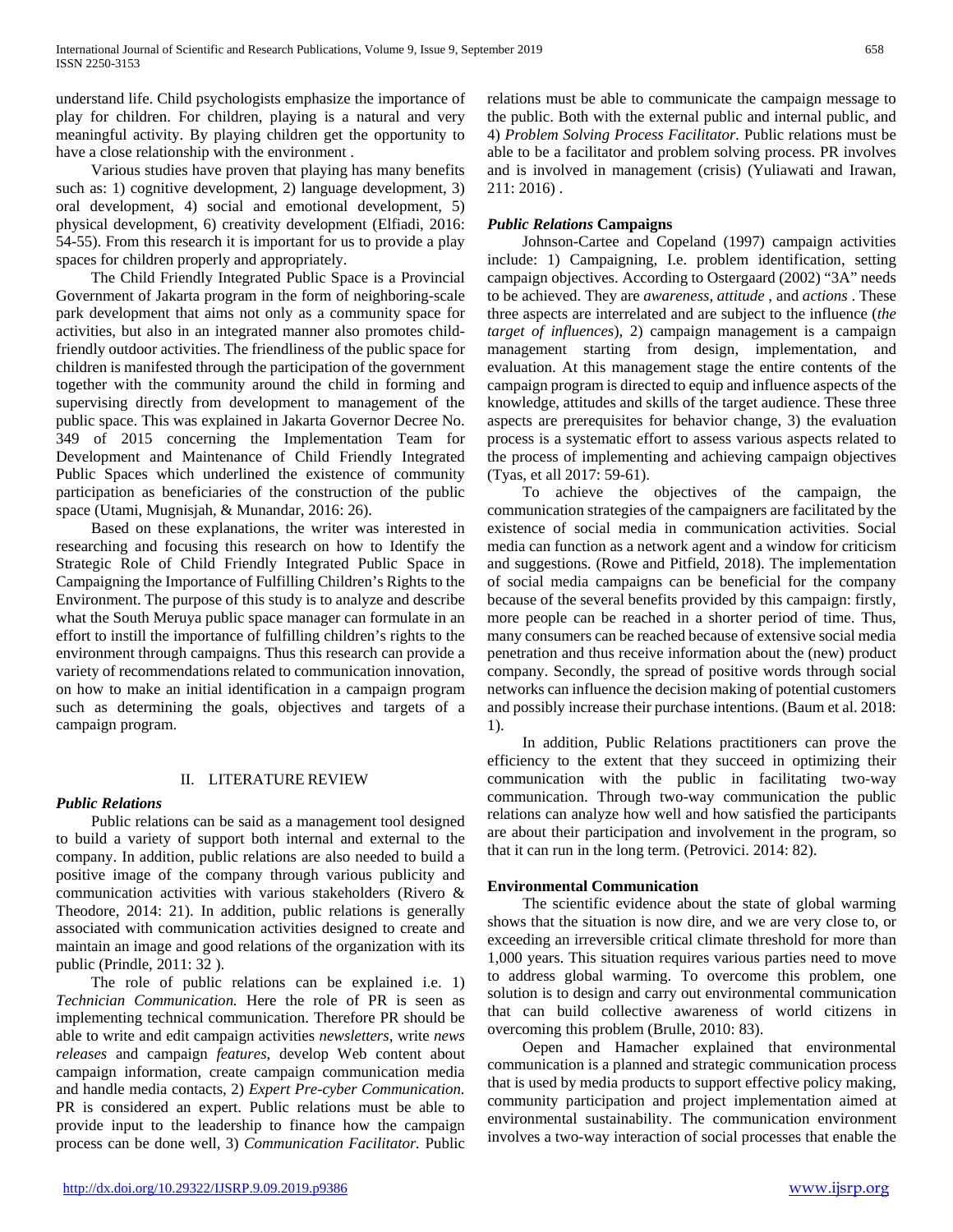understand life. Child psychologists emphasize the importance of play for children. For children, playing is a natural and very meaningful activity. By playing children get the opportunity to have a close relationship with the environment .

Various studies have proven that playing has many benefits such as: 1) cognitive development, 2) language development, 3) oral development, 4) social and emotional development, 5) physical development, 6) creativity development (Elfiadi, 2016: 54-55). From this research it is important for us to provide a play spaces for children properly and appropriately.

The Child Friendly Integrated Public Space is a Provincial Government of Jakarta program in the form of neighboring-scale park development that aims not only as a community space for activities, but also in an integrated manner also promotes child-friendly outdoor activities. The friendliness of the public space for children is manifested through the participation of the government together with the community around the child in forming and supervising directly from development to management of the public space. This was explained in Jakarta Governor Decree No. 349 of 2015 concerning the Implementation Team for Development and Maintenance of Child Friendly Integrated Public Spaces which underlined the existence of community participation as beneficiaries of the construction of the public space (Utami, Mugnisjah, & Munandar, 2016: 26).

Based on these explanations, the writer was interested in researching and focusing this research on how to Identify the Strategic Role of Child Friendly Integrated Public Space in Campaigning the Importance of Fulfilling Children's Rights to the Environment. The purpose of this study is to analyze and describe what the South Meruya public space manager can formulate in an effort to instill the importance of fulfilling children's rights to the environment through campaigns. Thus this research can provide a variety of recommendations related to communication innovation, on how to make an initial identification in a campaign program such as determining the goals, objectives and targets of a campaign program.

## II. LITERATURE REVIEW

### *Public Relations*

Public relations can be said as a management tool designed to build a variety of support both internal and external to the company. In addition, public relations are also needed to build a positive image of the company through various publicity and communication activities with various stakeholders (Rivero & Theodore, 2014: 21). In addition, public relations is generally associated with communication activities designed to create and maintain an image and good relations of the organization with its public (Prindle, 2011: 32 ).

The role of public relations can be explained i.e. 1) *Technician Communication.* Here the role of PR is seen as implementing technical communication. Therefore PR should be able to write and edit campaign activities *newsletters*, write *news releases* and campaign *features*, develop Web content about campaign information, create campaign communication media and handle media contacts, 2) *Expert Pre-cyber Communication.* PR is considered an expert. Public relations must be able to provide input to the leadership to finance how the campaign process can be done well, 3) *Communication Facilitator.* Public relations must be able to communicate the campaign message to the public. Both with the external public and internal public, and 4) *Problem Solving Process Facilitator.* Public relations must be able to be a facilitator and problem solving process. PR involves and is involved in management (crisis) (Yuliawati and Irawan, 211: 2016) .

### *Public Relations* Campaigns

Johnson-Cartee and Copeland (1997) campaign activities include: 1) Campaigning, I.e. problem identification, setting campaign objectives. According to Ostergaard (2002) "3A" needs to be achieved. They are *awareness, attitude* , and *actions* . These three aspects are interrelated and are subject to the influence (*the target of influences*), 2) campaign management is a campaign management starting from design, implementation, and evaluation. At this management stage the entire contents of the campaign program is directed to equip and influence aspects of the knowledge, attitudes and skills of the target audience. These three aspects are prerequisites for behavior change, 3) the evaluation process is a systematic effort to assess various aspects related to the process of implementing and achieving campaign objectives (Tyas, et all 2017: 59-61).

To achieve the objectives of the campaign, the communication strategies of the campaigners are facilitated by the existence of social media in communication activities. Social media can function as a network agent and a window for criticism and suggestions. (Rowe and Pitfield, 2018). The implementation of social media campaigns can be beneficial for the company because of the several benefits provided by this campaign: firstly, more people can be reached in a shorter period of time. Thus, many consumers can be reached because of extensive social media penetration and thus receive information about the (new) product company. Secondly, the spread of positive words through social networks can influence the decision making of potential customers and possibly increase their purchase intentions. (Baum et al. 2018: 1).

In addition, Public Relations practitioners can prove the efficiency to the extent that they succeed in optimizing their communication with the public in facilitating two-way communication. Through two-way communication the public relations can analyze how well and how satisfied the participants are about their participation and involvement in the program, so that it can run in the long term. (Petrovici. 2014: 82).

### Environmental Communication

The scientific evidence about the state of global warming shows that the situation is now dire, and we are very close to, or exceeding an irreversible critical climate threshold for more than 1,000 years. This situation requires various parties need to move to address global warming. To overcome this problem, one solution is to design and carry out environmental communication that can build collective awareness of world citizens in overcoming this problem (Brulle, 2010: 83).

Oepen and Hamacher explained that environmental communication is a planned and strategic communication process that is used by media products to support effective policy making, community participation and project implementation aimed at environmental sustainability. The communication environment involves a two-way interaction of social processes that enable the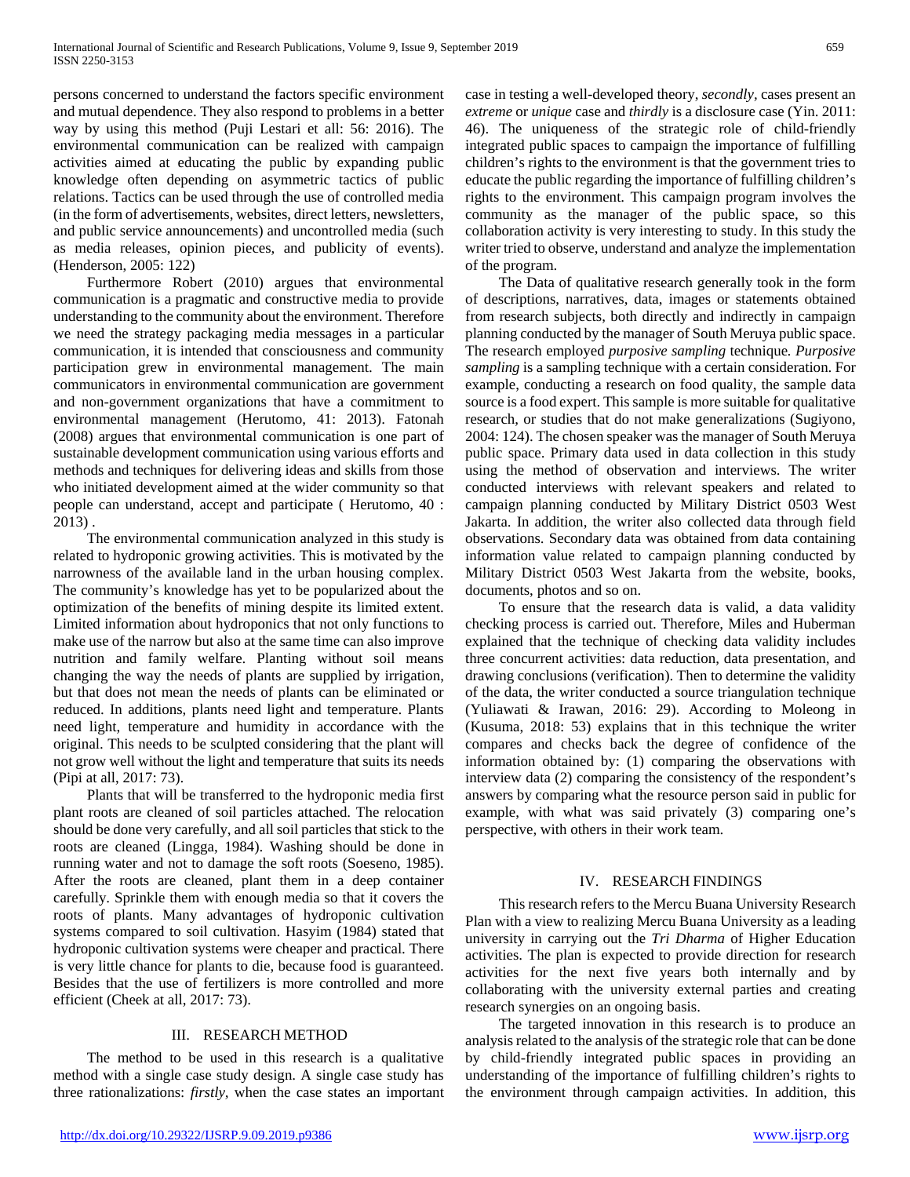persons concerned to understand the factors specific environment and mutual dependence. They also respond to problems in a better way by using this method (Puji Lestari et all: 56: 2016). The environmental communication can be realized with campaign activities aimed at educating the public by expanding public knowledge often depending on asymmetric tactics of public relations. Tactics can be used through the use of controlled media (in the form of advertisements, websites, direct letters, newsletters, and public service announcements) and uncontrolled media (such as media releases, opinion pieces, and publicity of events). (Henderson, 2005: 122)

Furthermore Robert (2010) argues that environmental communication is a pragmatic and constructive media to provide understanding to the community about the environment. Therefore we need the strategy packaging media messages in a particular communication, it is intended that consciousness and community participation grew in environmental management. The main communicators in environmental communication are government and non-government organizations that have a commitment to environmental management (Herutomo, 41: 2013). Fatonah (2008) argues that environmental communication is one part of sustainable development communication using various efforts and methods and techniques for delivering ideas and skills from those who initiated development aimed at the wider community so that people can understand, accept and participate ( Herutomo, 40 : 2013) .

The environmental communication analyzed in this study is related to hydroponic growing activities. This is motivated by the narrowness of the available land in the urban housing complex. The community's knowledge has yet to be popularized about the optimization of the benefits of mining despite its limited extent. Limited information about hydroponics that not only functions to make use of the narrow but also at the same time can also improve nutrition and family welfare. Planting without soil means changing the way the needs of plants are supplied by irrigation, but that does not mean the needs of plants can be eliminated or reduced. In additions, plants need light and temperature. Plants need light, temperature and humidity in accordance with the original. This needs to be sculpted considering that the plant will not grow well without the light and temperature that suits its needs (Pipi at all, 2017: 73).

Plants that will be transferred to the hydroponic media first plant roots are cleaned of soil particles attached. The relocation should be done very carefully, and all soil particles that stick to the roots are cleaned (Lingga, 1984). Washing should be done in running water and not to damage the soft roots (Soeseno, 1985). After the roots are cleaned, plant them in a deep container carefully. Sprinkle them with enough media so that it covers the roots of plants. Many advantages of hydroponic cultivation systems compared to soil cultivation. Hasyim (1984) stated that hydroponic cultivation systems were cheaper and practical. There is very little chance for plants to die, because food is guaranteed. Besides that the use of fertilizers is more controlled and more efficient (Cheek at all, 2017: 73).

## III. RESEARCH METHOD

The method to be used in this research is a qualitative method with a single case study design. A single case study has three rationalizations: *firstly,* when the case states an important case in testing a well-developed theory, *secondly,* cases present an *extreme* or *unique* case and *thirdly* is a disclosure case (Yin. 2011: 46). The uniqueness of the strategic role of child-friendly integrated public spaces to campaign the importance of fulfilling children's rights to the environment is that the government tries to educate the public regarding the importance of fulfilling children's rights to the environment. This campaign program involves the community as the manager of the public space, so this collaboration activity is very interesting to study. In this study the writer tried to observe, understand and analyze the implementation of the program.

The Data of qualitative research generally took in the form of descriptions, narratives, data, images or statements obtained from research subjects, both directly and indirectly in campaign planning conducted by the manager of South Meruya public space. The research employed *purposive sampling* technique*. Purposive sampling* is a sampling technique with a certain consideration. For example, conducting a research on food quality, the sample data source is a food expert. This sample is more suitable for qualitative research, or studies that do not make generalizations (Sugiyono, 2004: 124). The chosen speaker was the manager of South Meruya public space. Primary data used in data collection in this study using the method of observation and interviews. The writer conducted interviews with relevant speakers and related to campaign planning conducted by Military District 0503 West Jakarta. In addition, the writer also collected data through field observations. Secondary data was obtained from data containing information value related to campaign planning conducted by Military District 0503 West Jakarta from the website, books, documents, photos and so on.

To ensure that the research data is valid, a data validity checking process is carried out. Therefore, Miles and Huberman explained that the technique of checking data validity includes three concurrent activities: data reduction, data presentation, and drawing conclusions (verification). Then to determine the validity of the data, the writer conducted a source triangulation technique (Yuliawati & Irawan, 2016: 29). According to Moleong in (Kusuma, 2018: 53) explains that in this technique the writer compares and checks back the degree of confidence of the information obtained by: (1) comparing the observations with interview data (2) comparing the consistency of the respondent's answers by comparing what the resource person said in public for example, with what was said privately (3) comparing one's perspective, with others in their work team.

## IV. RESEARCH FINDINGS

This research refers to the Mercu Buana University Research Plan with a view to realizing Mercu Buana University as a leading university in carrying out the *Tri Dharma* of Higher Education activities. The plan is expected to provide direction for research activities for the next five years both internally and by collaborating with the university external parties and creating research synergies on an ongoing basis.

The targeted innovation in this research is to produce an analysis related to the analysis of the strategic role that can be done by child-friendly integrated public spaces in providing an understanding of the importance of fulfilling children's rights to the environment through campaign activities. In addition, this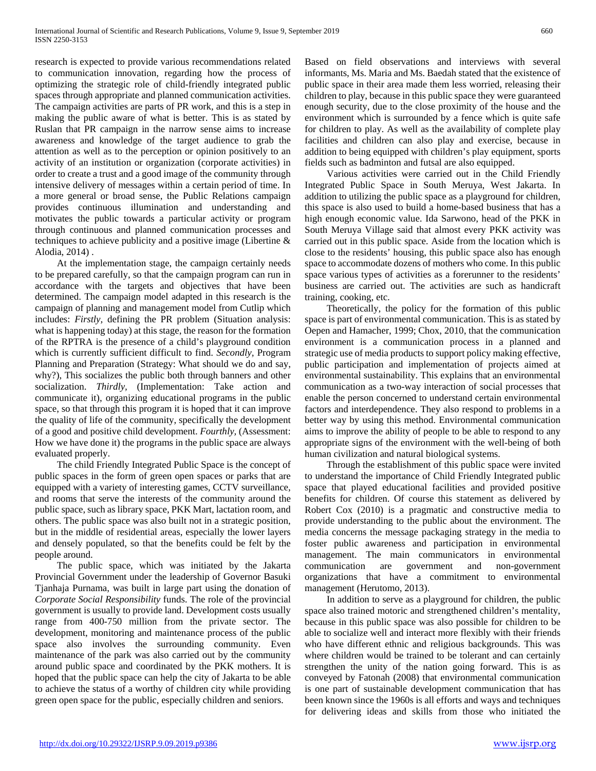research is expected to provide various recommendations related to communication innovation, regarding how the process of optimizing the strategic role of child-friendly integrated public spaces through appropriate and planned communication activities. The campaign activities are parts of PR work, and this is a step in making the public aware of what is better. This is as stated by Ruslan that PR campaign in the narrow sense aims to increase awareness and knowledge of the target audience to grab the attention as well as to the perception or opinion positively to an activity of an institution or organization (corporate activities) in order to create a trust and a good image of the community through intensive delivery of messages within a certain period of time. In a more general or broad sense, the Public Relations campaign provides continuous illumination and understanding and motivates the public towards a particular activity or program through continuous and planned communication processes and techniques to achieve publicity and a positive image (Libertine & Alodia, 2014) .

At the implementation stage, the campaign certainly needs to be prepared carefully, so that the campaign program can run in accordance with the targets and objectives that have been determined. The campaign model adapted in this research is the campaign of planning and management model from Cutlip which includes: *Firstly,* defining the PR problem (Situation analysis: what is happening today) at this stage, the reason for the formation of the RPTRA is the presence of a child's playground condition which is currently sufficient difficult to find. *Secondly*, Program Planning and Preparation (Strategy: What should we do and say, why?), This socializes the public both through banners and other socialization. *Thirdly,* (Implementation: Take action and communicate it), organizing educational programs in the public space, so that through this program it is hoped that it can improve the quality of life of the community, specifically the development of a good and positive child development. *Fourthly,* (Assessment: How we have done it) the programs in the public space are always evaluated properly.

The child Friendly Integrated Public Space is the concept of public spaces in the form of green open spaces or parks that are equipped with a variety of interesting games, CCTV surveillance, and rooms that serve the interests of the community around the public space, such as library space, PKK Mart, lactation room, and others. The public space was also built not in a strategic position, but in the middle of residential areas, especially the lower layers and densely populated, so that the benefits could be felt by the people around.

The public space, which was initiated by the Jakarta Provincial Government under the leadership of Governor Basuki Tjanhaja Purnama, was built in large part using the donation of *Corporate Social Responsibility* funds. The role of the provincial government is usually to provide land. Development costs usually range from 400-750 million from the private sector. The development, monitoring and maintenance process of the public space also involves the surrounding community. Even maintenance of the park was also carried out by the community around public space and coordinated by the PKK mothers. It is hoped that the public space can help the city of Jakarta to be able to achieve the status of a worthy of children city while providing green open space for the public, especially children and seniors.

Based on field observations and interviews with several informants, Ms. Maria and Ms. Baedah stated that the existence of public space in their area made them less worried, releasing their children to play, because in this public space they were guaranteed enough security, due to the close proximity of the house and the environment which is surrounded by a fence which is quite safe for children to play. As well as the availability of complete play facilities and children can also play and exercise, because in addition to being equipped with children's play equipment, sports fields such as badminton and futsal are also equipped.

Various activities were carried out in the Child Friendly Integrated Public Space in South Meruya, West Jakarta. In addition to utilizing the public space as a playground for children, this space is also used to build a home-based business that has a high enough economic value. Ida Sarwono, head of the PKK in South Meruya Village said that almost every PKK activity was carried out in this public space. Aside from the location which is close to the residents' housing, this public space also has enough space to accommodate dozens of mothers who come. In this public space various types of activities as a forerunner to the residents' business are carried out. The activities are such as handicraft training, cooking, etc.

Theoretically, the policy for the formation of this public space is part of environmental communication. This is as stated by Oepen and Hamacher, 1999; Chox, 2010, that the communication environment is a communication process in a planned and strategic use of media products to support policy making effective, public participation and implementation of projects aimed at environmental sustainability. This explains that an environmental communication as a two-way interaction of social processes that enable the person concerned to understand certain environmental factors and interdependence. They also respond to problems in a better way by using this method. Environmental communication aims to improve the ability of people to be able to respond to any appropriate signs of the environment with the well-being of both human civilization and natural biological systems.

Through the establishment of this public space were invited to understand the importance of Child Friendly Integrated public space that played educational facilities and provided positive benefits for children. Of course this statement as delivered by Robert Cox (2010) is a pragmatic and constructive media to provide understanding to the public about the environment. The media concerns the message packaging strategy in the media to foster public awareness and participation in environmental management. The main communicators in environmental communication are government and non-government organizations that have a commitment to environmental management (Herutomo, 2013).

In addition to serve as a playground for children, the public space also trained motoric and strengthened children's mentality, because in this public space was also possible for children to be able to socialize well and interact more flexibly with their friends who have different ethnic and religious backgrounds. This was where children would be trained to be tolerant and can certainly strengthen the unity of the nation going forward. This is as conveyed by Fatonah (2008) that environmental communication is one part of sustainable development communication that has been known since the 1960s is all efforts and ways and techniques for delivering ideas and skills from those who initiated the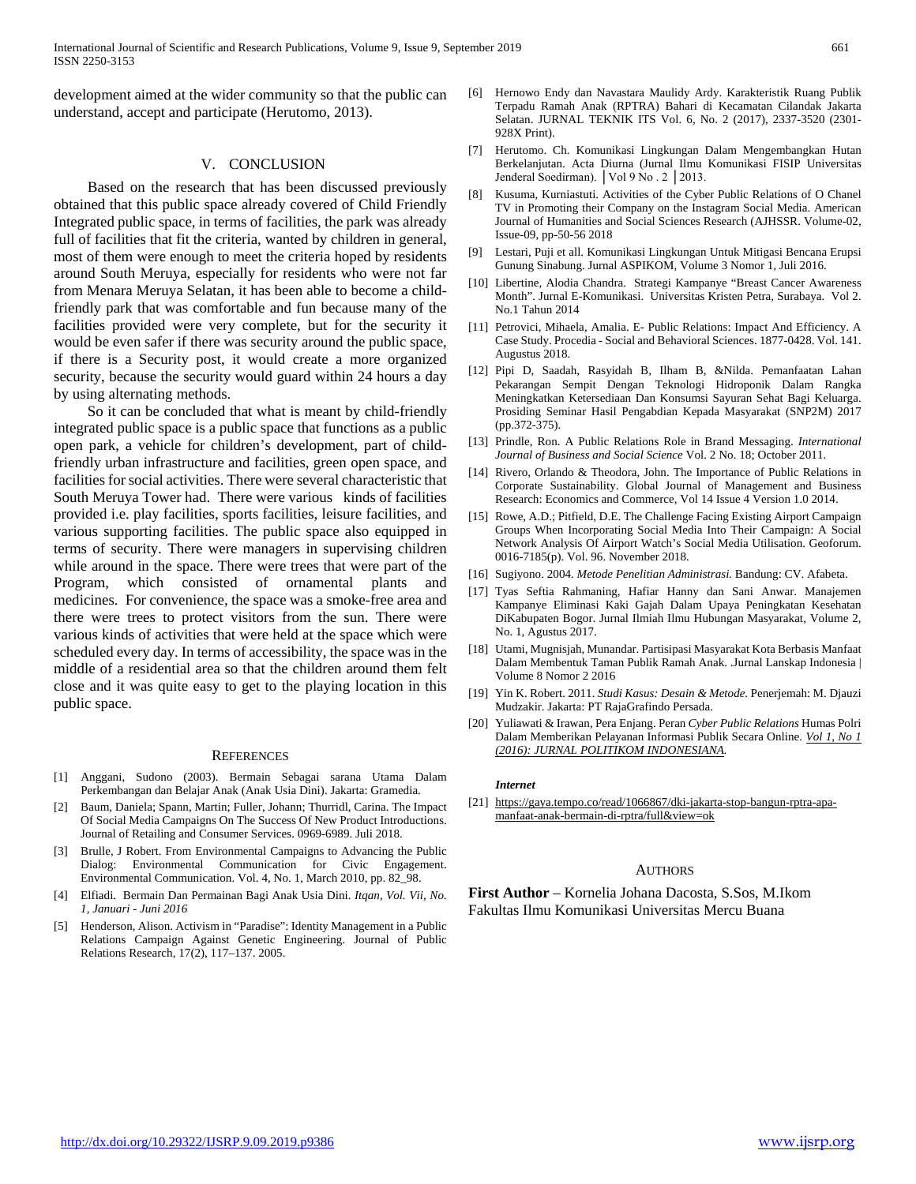development aimed at the wider community so that the public can understand, accept and participate (Herutomo, 2013).

## V. CONCLUSION

Based on the research that has been discussed previously obtained that this public space already covered of Child Friendly Integrated public space, in terms of facilities, the park was already full of facilities that fit the criteria, wanted by children in general, most of them were enough to meet the criteria hoped by residents around South Meruya, especially for residents who were not far from Menara Meruya Selatan, it has been able to become a child-friendly park that was comfortable and fun because many of the facilities provided were very complete, but for the security it would be even safer if there was security around the public space, if there is a Security post, it would create a more organized security, because the security would guard within 24 hours a day by using alternating methods.

So it can be concluded that what is meant by child-friendly integrated public space is a public space that functions as a public open park, a vehicle for children's development, part of child-friendly urban infrastructure and facilities, green open space, and facilities for social activities. There were several characteristic that South Meruya Tower had. There were various kinds of facilities provided i.e. play facilities, sports facilities, leisure facilities, and various supporting facilities. The public space also equipped in terms of security. There were managers in supervising children while around in the space. There were trees that were part of the Program, which consisted of ornamental plants and medicines. For convenience, the space was a smoke-free area and there were trees to protect visitors from the sun. There were various kinds of activities that were held at the space which were scheduled every day. In terms of accessibility, the space was in the middle of a residential area so that the children around them felt close and it was quite easy to get to the playing location in this public space.

## REFERENCES

[1] Anggani, Sudono (2003). Bermain Sebagai sarana Utama Dalam Perkembangan dan Belajar Anak (Anak Usia Dini). Jakarta: Gramedia.

[2] Baum, Daniela; Spann, Martin; Fuller, Johann; Thurridl, Carina. The Impact Of Social Media Campaigns On The Success Of New Product Introductions. Journal of Retailing and Consumer Services. 0969-6989. Juli 2018.

[3] Brulle, J Robert. From Environmental Campaigns to Advancing the Public Dialog: Environmental Communication for Civic Engagement. Environmental Communication. Vol. 4, No. 1, March 2010, pp. 82_98.

[4] Elfiadi. Bermain Dan Permainan Bagi Anak Usia Dini. *Itqan, Vol. Vii, No. 1, Januari - Juni 2016*

[5] Henderson, Alison. Activism in "Paradise": Identity Management in a Public Relations Campaign Against Genetic Engineering. Journal of Public Relations Research, 17(2), 117–137. 2005.

[6] Hernowo Endy dan Navastara Maulidy Ardy. Karakteristik Ruang Publik Terpadu Ramah Anak (RPTRA) Bahari di Kecamatan Cilandak Jakarta Selatan. JURNAL TEKNIK ITS Vol. 6, No. 2 (2017), 2337-3520 (2301-928X Print).

[7] Herutomo. Ch. Komunikasi Lingkungan Dalam Mengembangkan Hutan Berkelanjutan. Acta Diurna (Jurnal Ilmu Komunikasi FISIP Universitas Jenderal Soedirman). │Vol 9 No . 2 │2013.

[8] Kusuma, Kurniastuti. Activities of the Cyber Public Relations of O Chanel TV in Promoting their Company on the Instagram Social Media. American Journal of Humanities and Social Sciences Research (AJHSSR. Volume-02, Issue-09, pp-50-56 2018

[9] Lestari, Puji et all. Komunikasi Lingkungan Untuk Mitigasi Bencana Erupsi Gunung Sinabung. Jurnal ASPIKOM, Volume 3 Nomor 1, Juli 2016.

[10] Libertine, Alodia Chandra. Strategi Kampanye "Breast Cancer Awareness Month". Jurnal E-Komunikasi. Universitas Kristen Petra, Surabaya. Vol 2. No.1 Tahun 2014

[11] Petrovici, Mihaela, Amalia. E- Public Relations: Impact And Efficiency. A Case Study. Procedia - Social and Behavioral Sciences. 1877-0428. Vol. 141. Augustus 2018.

[12] Pipi D, Saadah, Rasyidah B, Ilham B, &Nilda. Pemanfaatan Lahan Pekarangan Sempit Dengan Teknologi Hidroponik Dalam Rangka Meningkatkan Ketersediaan Dan Konsumsi Sayuran Sehat Bagi Keluarga. Prosiding Seminar Hasil Pengabdian Kepada Masyarakat (SNP2M) 2017 (pp.372-375).

[13] Prindle, Ron. A Public Relations Role in Brand Messaging. *International Journal of Business and Social Science* Vol. 2 No. 18; October 2011.

[14] Rivero, Orlando & Theodora, John. The Importance of Public Relations in Corporate Sustainability. Global Journal of Management and Business Research: Economics and Commerce, Vol 14 Issue 4 Version 1.0 2014.

[15] Rowe, A.D.; Pitfield, D.E. The Challenge Facing Existing Airport Campaign Groups When Incorporating Social Media Into Their Campaign: A Social Network Analysis Of Airport Watch's Social Media Utilisation. Geoforum. 0016-7185(p). Vol. 96. November 2018.

[16] Sugiyono. 2004. *Metode Penelitian Administrasi.* Bandung: CV. Afabeta.

[17] Tyas Seftia Rahmaning, Hafiar Hanny dan Sani Anwar. Manajemen Kampanye Eliminasi Kaki Gajah Dalam Upaya Peningkatan Kesehatan DiKabupaten Bogor. Jurnal Ilmiah Ilmu Hubungan Masyarakat, Volume 2, No. 1, Agustus 2017.

[18] Utami, Mugnisjah, Munandar. Partisipasi Masyarakat Kota Berbasis Manfaat Dalam Membentuk Taman Publik Ramah Anak. .Jurnal Lanskap Indonesia | Volume 8 Nomor 2 2016

[19] Yin K. Robert. 2011. *Studi Kasus: Desain & Metode.* Penerjemah: M. Djauzi Mudzakir. Jakarta: PT RajaGrafindo Persada.

[20] Yuliawati & Irawan, Pera Enjang. Peran *Cyber Public Relations* Humas Polri Dalam Memberikan Pelayanan Informasi Publik Secara Online. *Vol 1, No 1 (2016): JURNAL POLITIKOM INDONESIANA.*

***Internet***

[21] https://gaya.tempo.co/read/1066867/dki-jakarta-stop-bangun-rptra-apa-manfaat-anak-bermain-di-rptra/full&view=ok

## AUTHORS

**First Author** – Kornelia Johana Dacosta, S.Sos, M.Ikom Fakultas Ilmu Komunikasi Universitas Mercu Buana